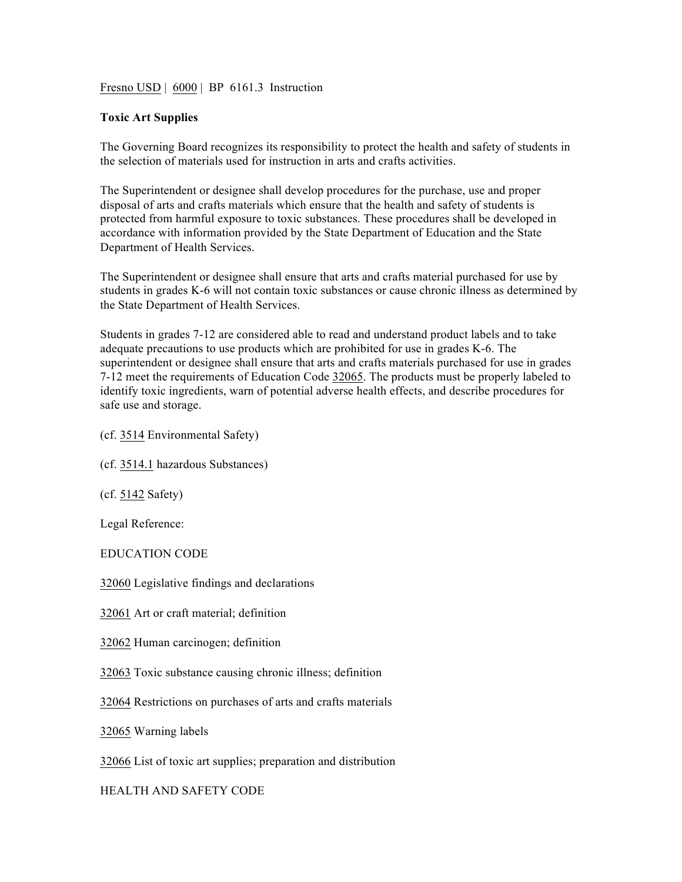Fresno USD | 6000 | BP 6161.3 Instruction

**Toxic Art Supplies**

The Governing Board recognizes its responsibility to protect the health and safety of students in the selection of materials used for instruction in arts and crafts activities.

The Superintendent or designee shall develop procedures for the purchase, use and proper disposal of arts and crafts materials which ensure that the health and safety of students is protected from harmful exposure to toxic substances. These procedures shall be developed in accordance with information provided by the State Department of Education and the State Department of Health Services.

The Superintendent or designee shall ensure that arts and crafts material purchased for use by students in grades K-6 will not contain toxic substances or cause chronic illness as determined by the State Department of Health Services.

Students in grades 7-12 are considered able to read and understand product labels and to take adequate precautions to use products which are prohibited for use in grades K-6. The superintendent or designee shall ensure that arts and crafts materials purchased for use in grades 7-12 meet the requirements of Education Code 32065. The products must be properly labeled to identify toxic ingredients, warn of potential adverse health effects, and describe procedures for safe use and storage.

(cf. 3514 Environmental Safety)

(cf. 3514.1 hazardous Substances)

(cf. 5142 Safety)

Legal Reference:

EDUCATION CODE

32060 Legislative findings and declarations

32061 Art or craft material; definition

32062 Human carcinogen; definition

32063 Toxic substance causing chronic illness; definition

32064 Restrictions on purchases of arts and crafts materials

32065 Warning labels

32066 List of toxic art supplies; preparation and distribution

HEALTH AND SAFETY CODE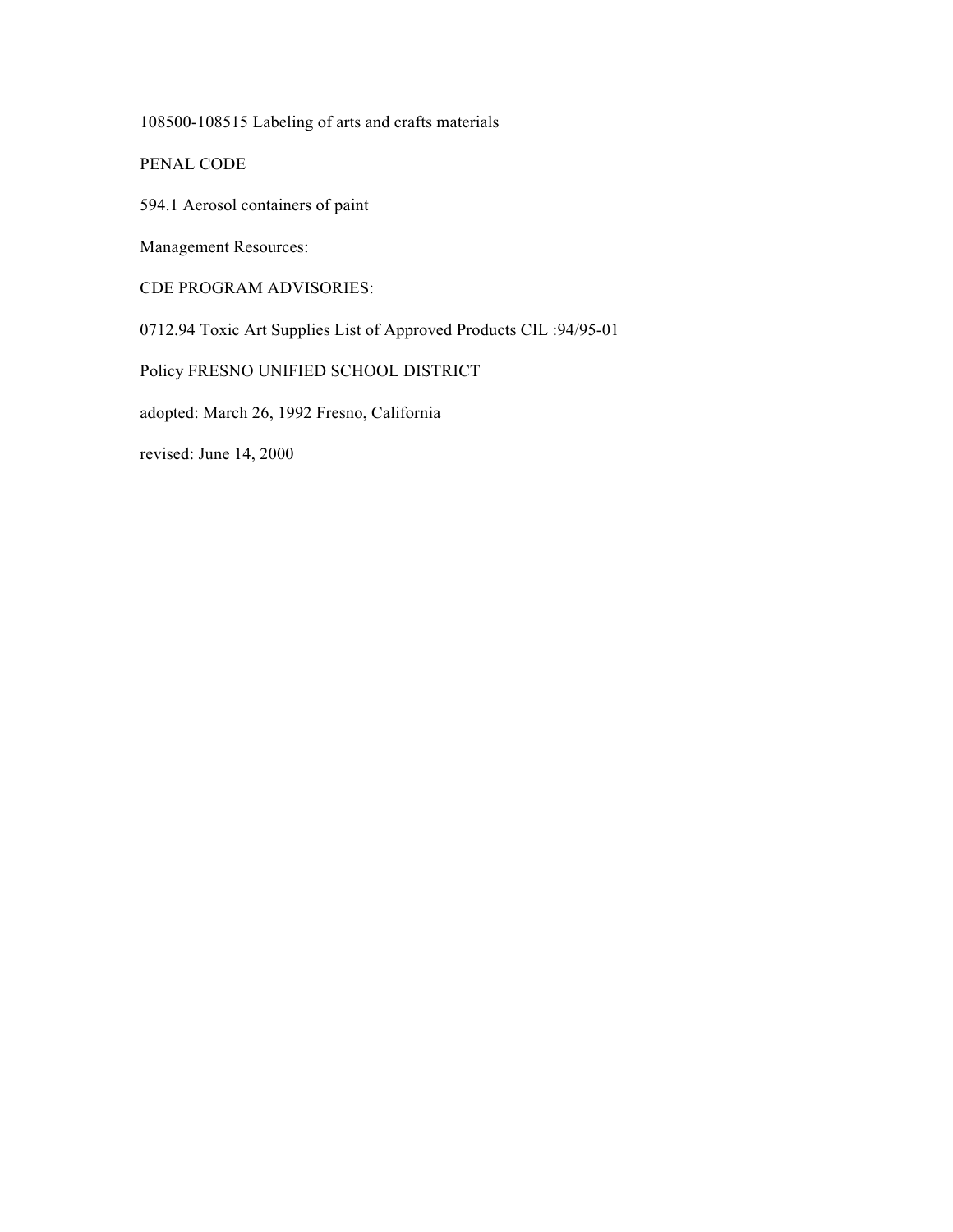108500-108515 Labeling of arts and crafts materials

PENAL CODE

594.1 Aerosol containers of paint

Management Resources:

CDE PROGRAM ADVISORIES:

0712.94 Toxic Art Supplies List of Approved Products CIL :94/95-01

Policy FRESNO UNIFIED SCHOOL DISTRICT

adopted: March 26, 1992 Fresno, California

revised: June 14, 2000